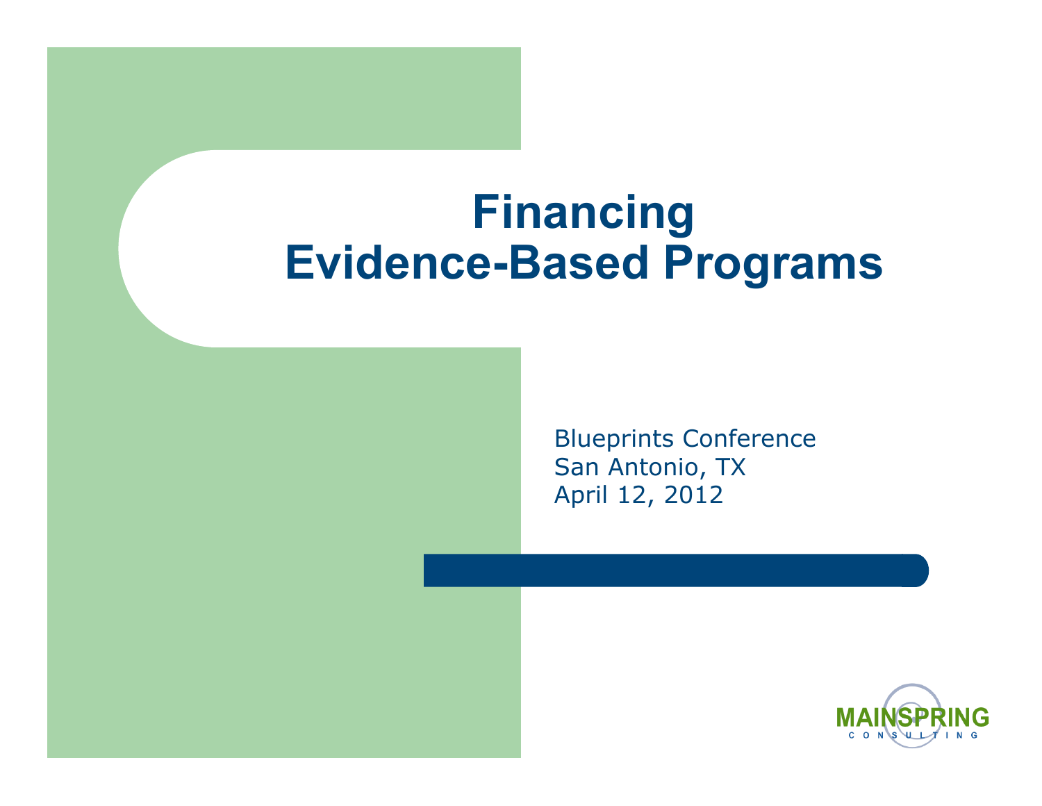# Financing Evidence-Based Programs

Blueprints Conference
San Antonio, TX
April 12, 2012

MAINSPRING CONSULTING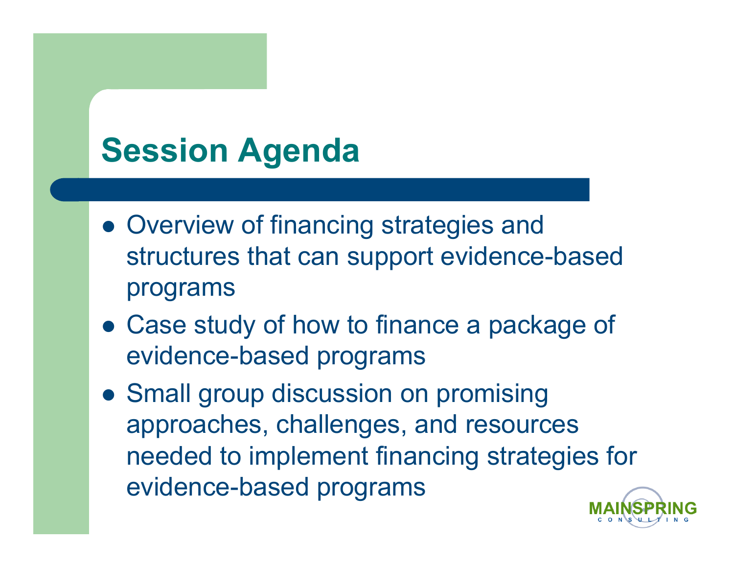# Session Agenda

- Overview of financing strategies and structures that can support evidence-based programs
- Case study of how to finance a package of evidence-based programs
- Small group discussion on promising approaches, challenges, and resources needed to implement financing strategies for evidence-based programs

MAINSPRING CONSULTING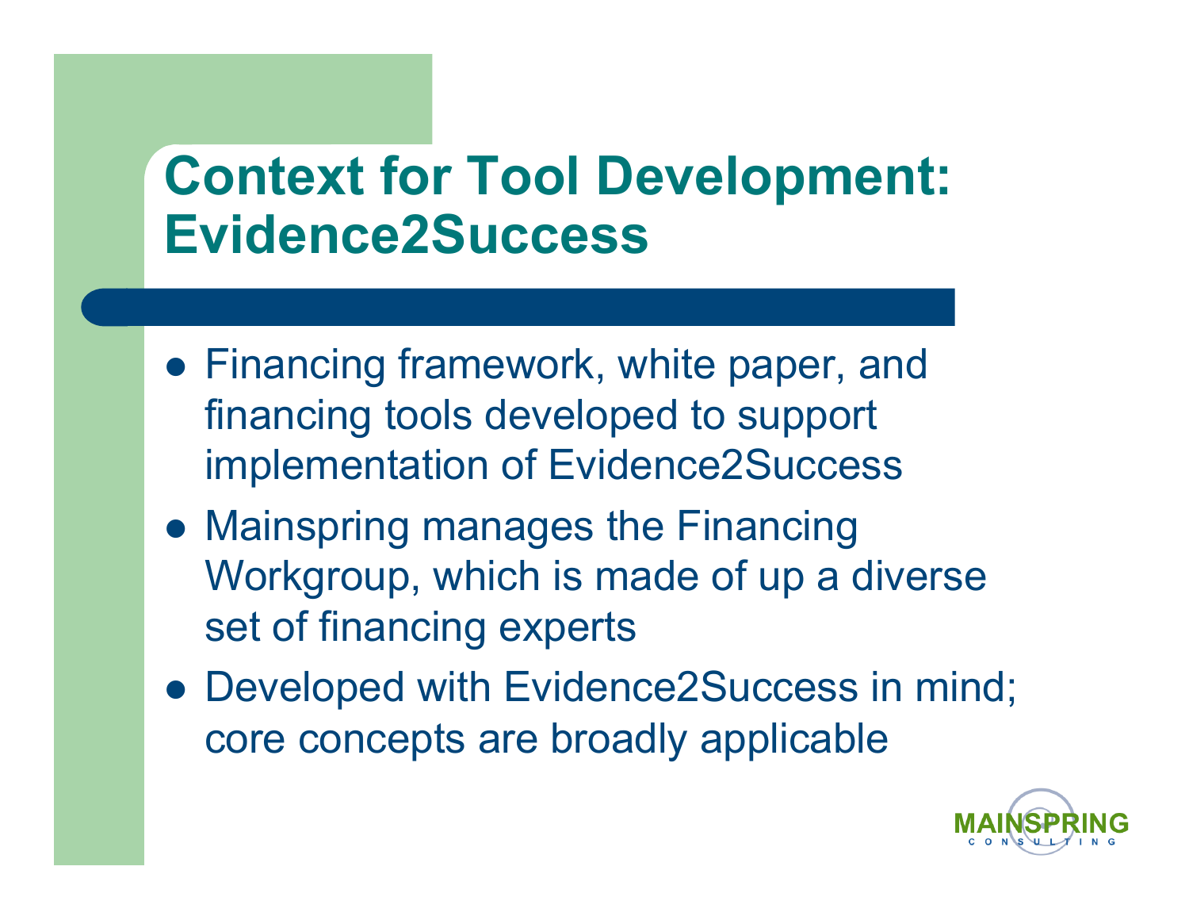# Context for Tool Development: Evidence2Success

- Financing framework, white paper, and financing tools developed to support implementation of Evidence2Success
- Mainspring manages the Financing Workgroup, which is made of up a diverse set of financing experts
- Developed with Evidence2Success in mind; core concepts are broadly applicable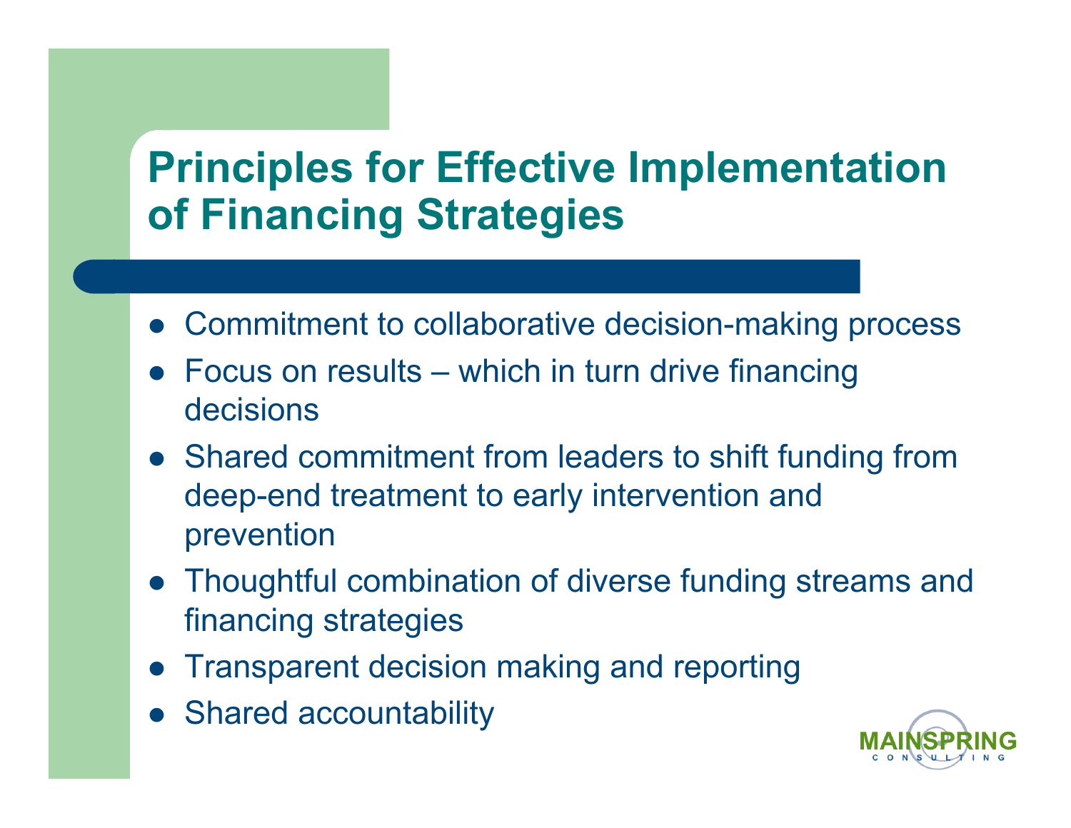# Principles for Effective Implementation of Financing Strategies

- Commitment to collaborative decision-making process
- Focus on results – which in turn drive financing decisions
- Shared commitment from leaders to shift funding from deep-end treatment to early intervention and prevention
- Thoughtful combination of diverse funding streams and financing strategies
- Transparent decision making and reporting
- Shared accountability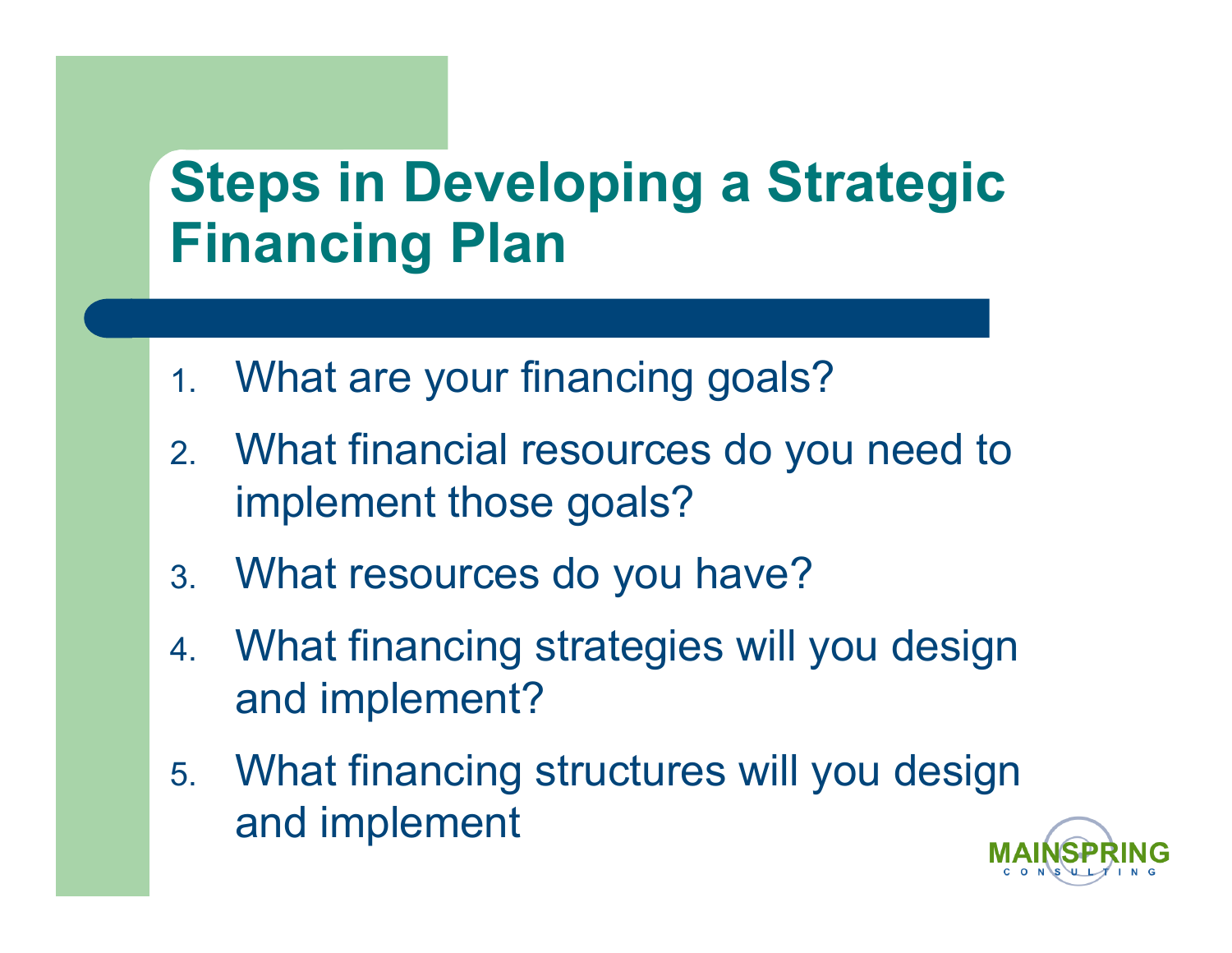# Steps in Developing a Strategic Financing Plan

1. What are your financing goals?
2. What financial resources do you need to implement those goals?
3. What resources do you have?
4. What financing strategies will you design and implement?
5. What financing structures will you design and implement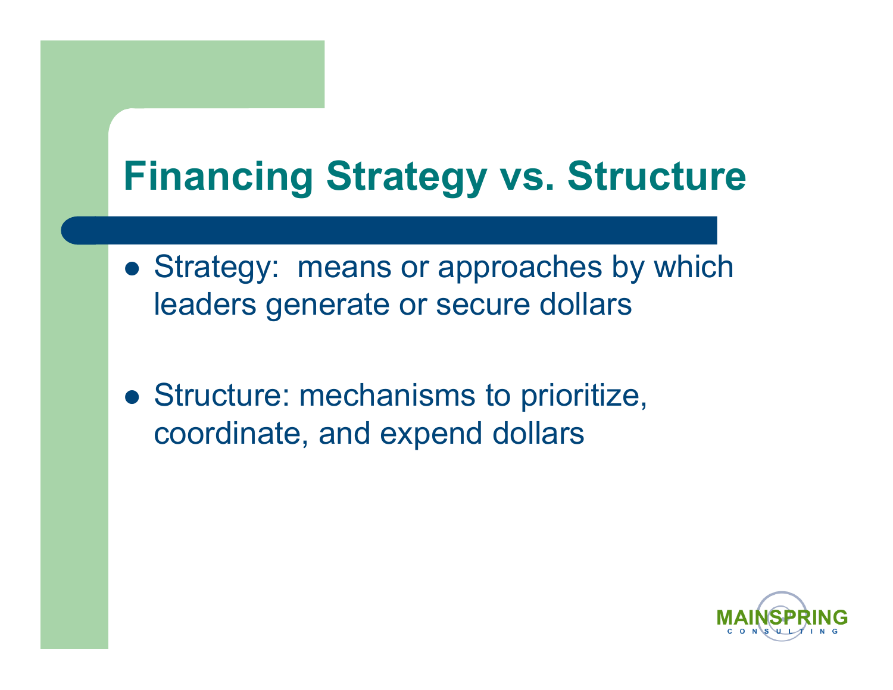# Financing Strategy vs. Structure

- Strategy:  means or approaches by which leaders generate or secure dollars

- Structure: mechanisms to prioritize, coordinate, and expend dollars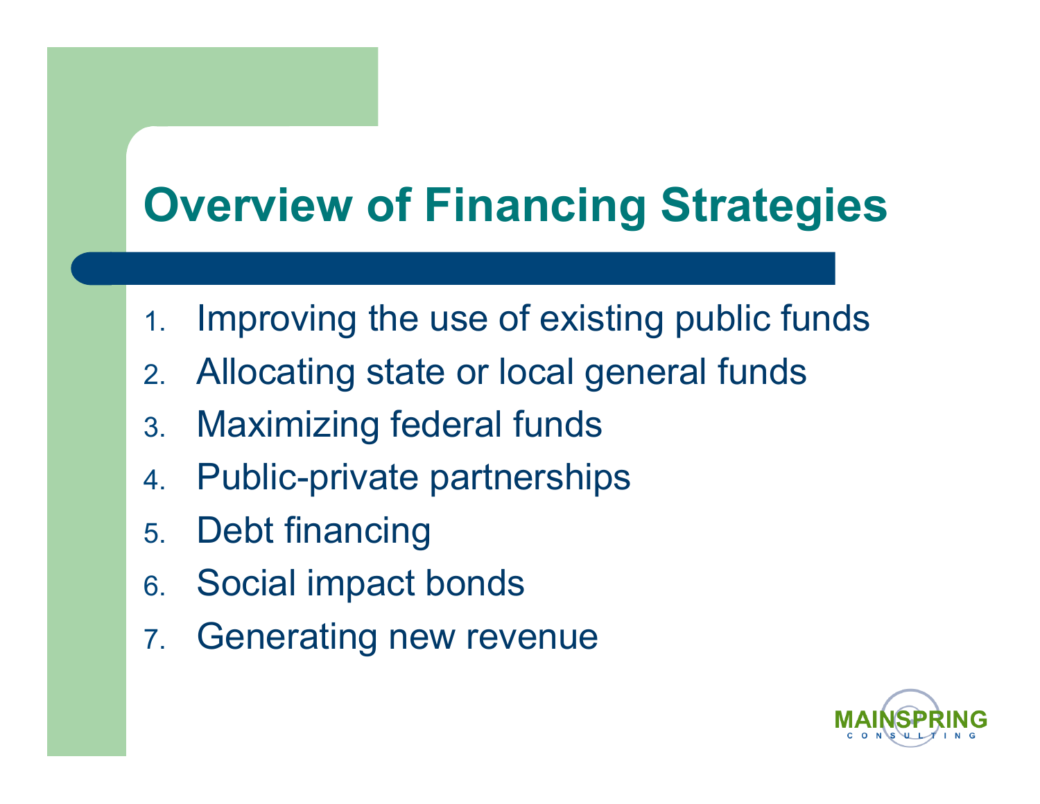# Overview of Financing Strategies

1. Improving the use of existing public funds
2. Allocating state or local general funds
3. Maximizing federal funds
4. Public-private partnerships
5. Debt financing
6. Social impact bonds
7. Generating new revenue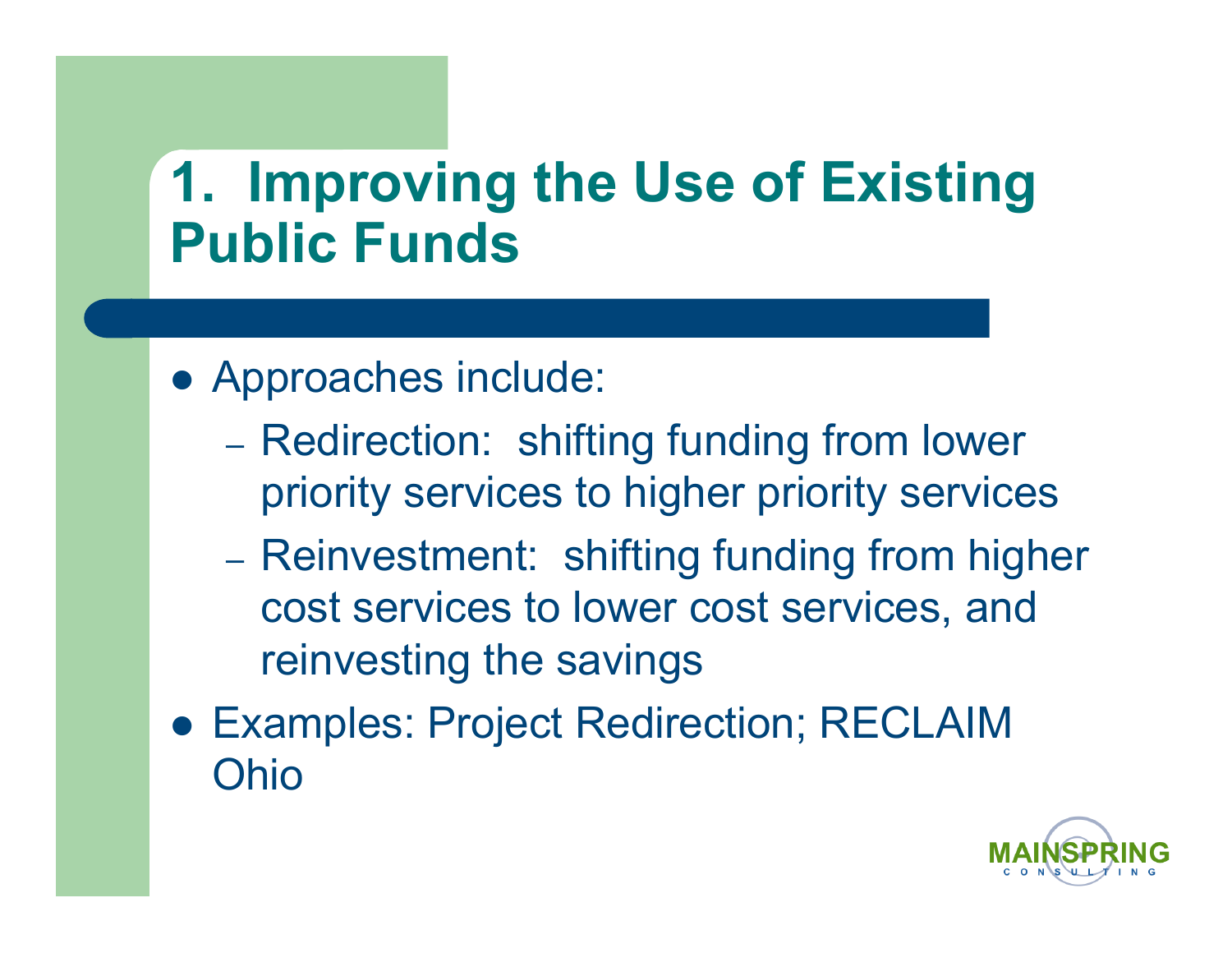# 1. Improving the Use of Existing Public Funds

- Approaches include:
  - Redirection: shifting funding from lower priority services to higher priority services
  - Reinvestment: shifting funding from higher cost services to lower cost services, and reinvesting the savings
- Examples: Project Redirection; RECLAIM Ohio

MAINSPRING CONSULTING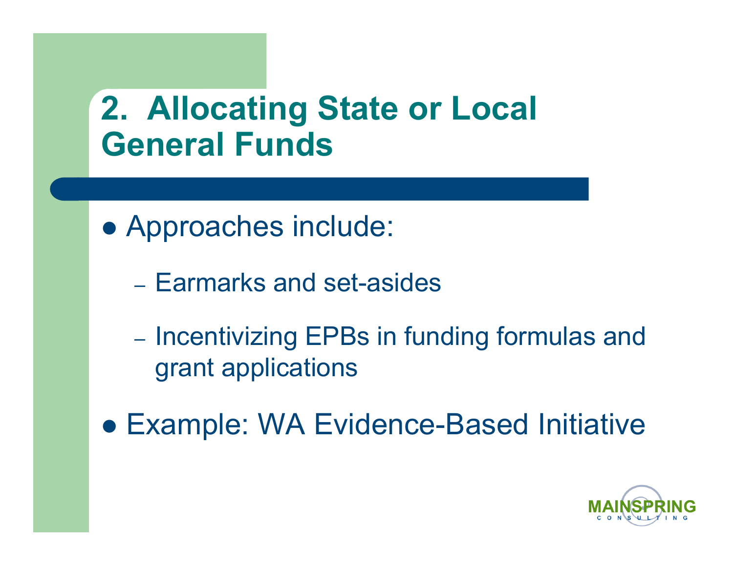# 2. Allocating State or Local General Funds

- Approaches include:
  - Earmarks and set-asides
  - Incentivizing EPBs in funding formulas and grant applications
- Example: WA Evidence-Based Initiative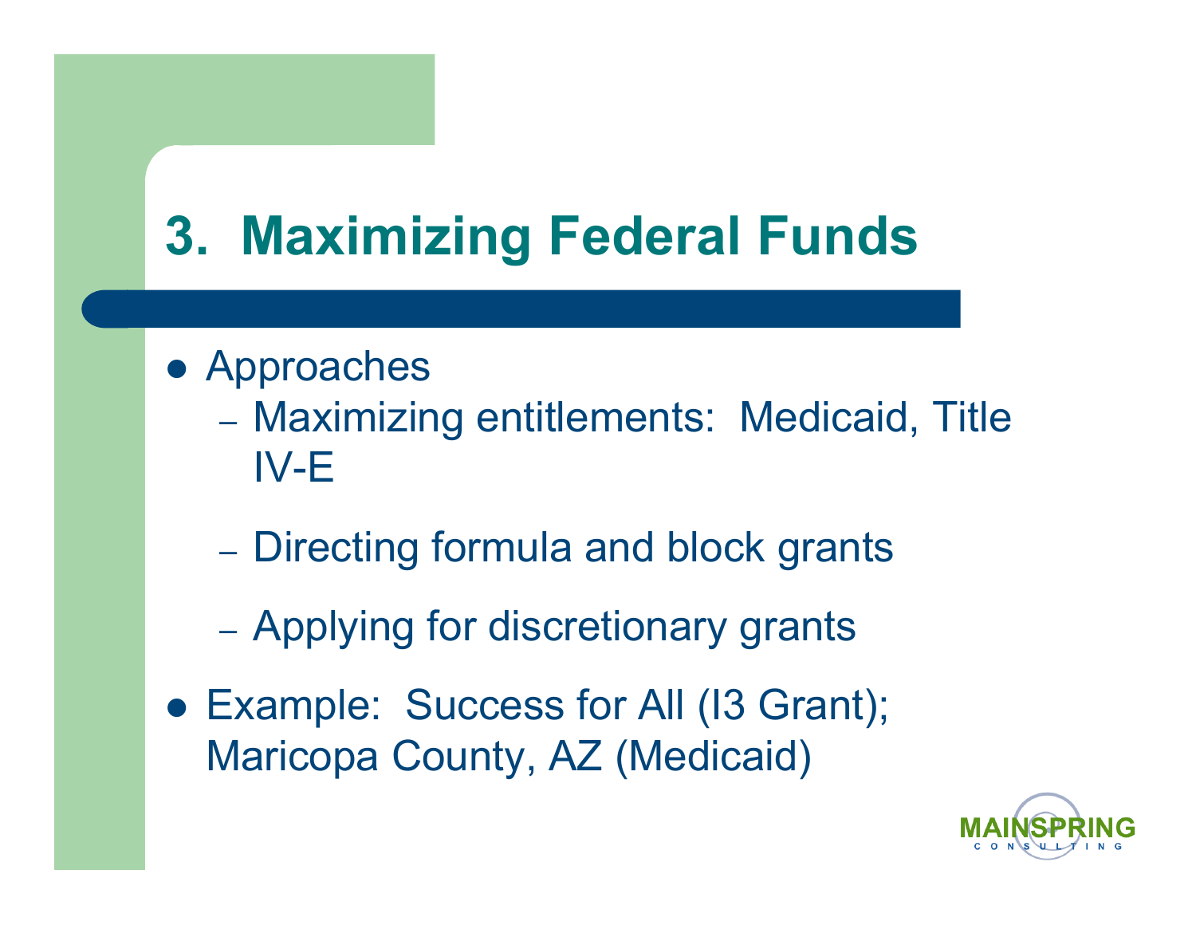# 3. Maximizing Federal Funds

- Approaches
  - Maximizing entitlements: Medicaid, Title IV-E
  - Directing formula and block grants
  - Applying for discretionary grants
- Example: Success for All (I3 Grant); Maricopa County, AZ (Medicaid)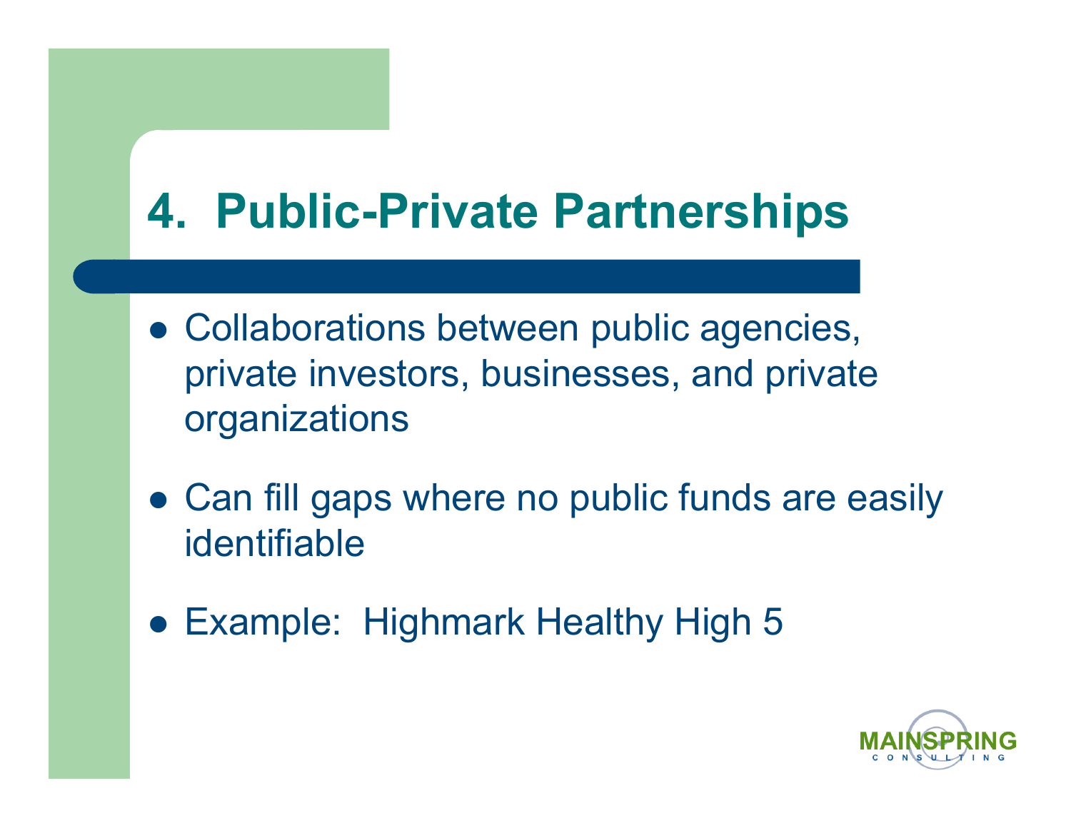# 4. Public-Private Partnerships

- Collaborations between public agencies, private investors, businesses, and private organizations
- Can fill gaps where no public funds are easily identifiable
- Example: Highmark Healthy High 5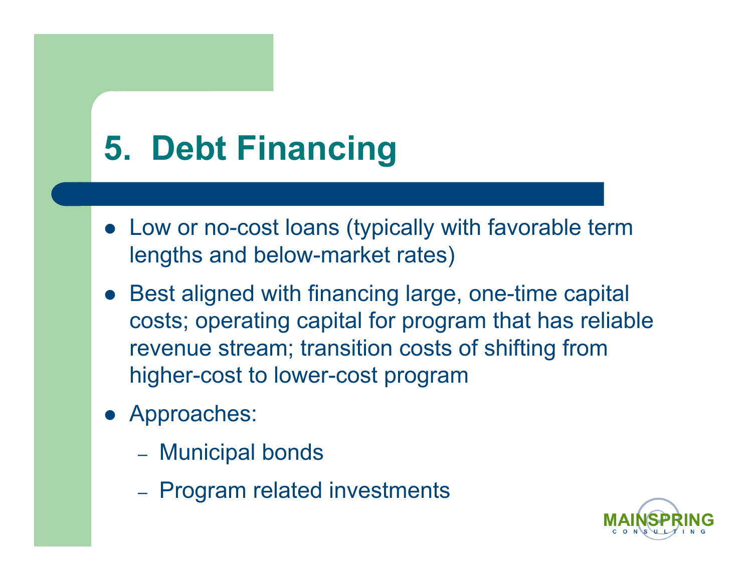# 5. Debt Financing

- Low or no-cost loans (typically with favorable term lengths and below-market rates)
- Best aligned with financing large, one-time capital costs; operating capital for program that has reliable revenue stream; transition costs of shifting from higher-cost to lower-cost program
- Approaches:
  - Municipal bonds
  - Program related investments

MAINSPRING CONSULTING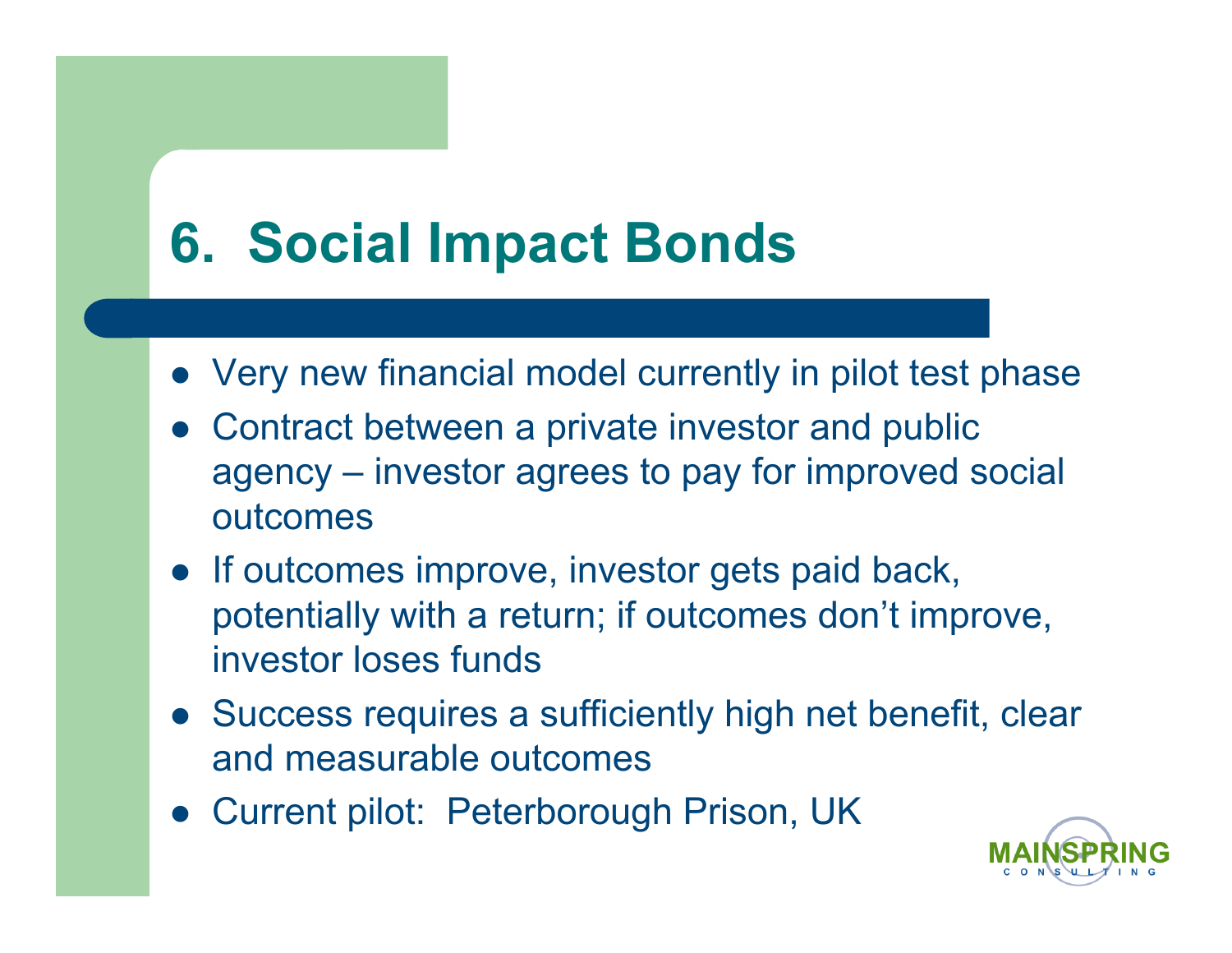# 6. Social Impact Bonds

- Very new financial model currently in pilot test phase
- Contract between a private investor and public agency – investor agrees to pay for improved social outcomes
- If outcomes improve, investor gets paid back, potentially with a return; if outcomes don't improve, investor loses funds
- Success requires a sufficiently high net benefit, clear and measurable outcomes
- Current pilot: Peterborough Prison, UK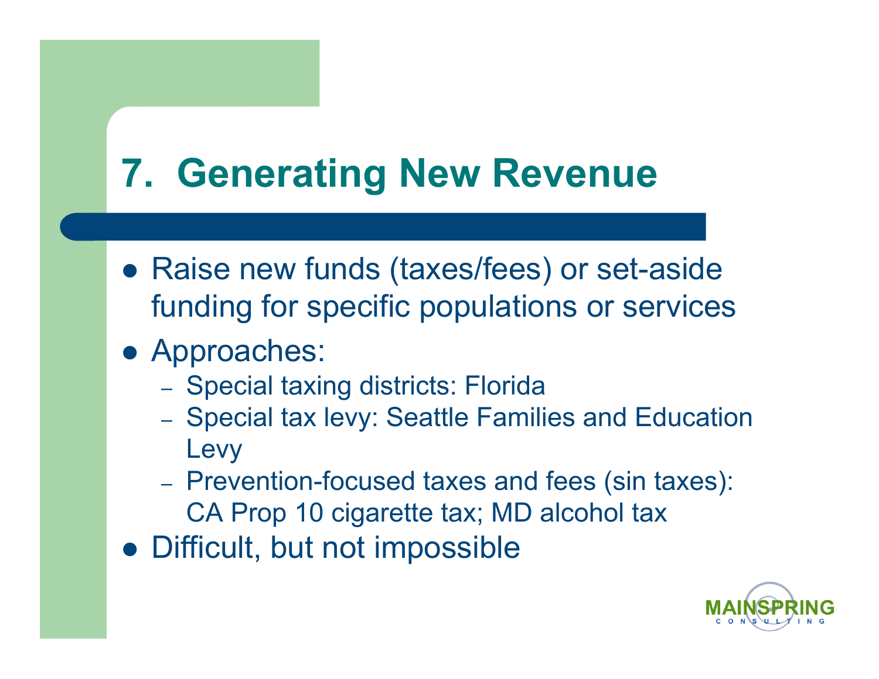# 7. Generating New Revenue

- Raise new funds (taxes/fees) or set-aside funding for specific populations or services
- Approaches:
  - Special taxing districts: Florida
  - Special tax levy: Seattle Families and Education Levy
  - Prevention-focused taxes and fees (sin taxes): CA Prop 10 cigarette tax; MD alcohol tax
- Difficult, but not impossible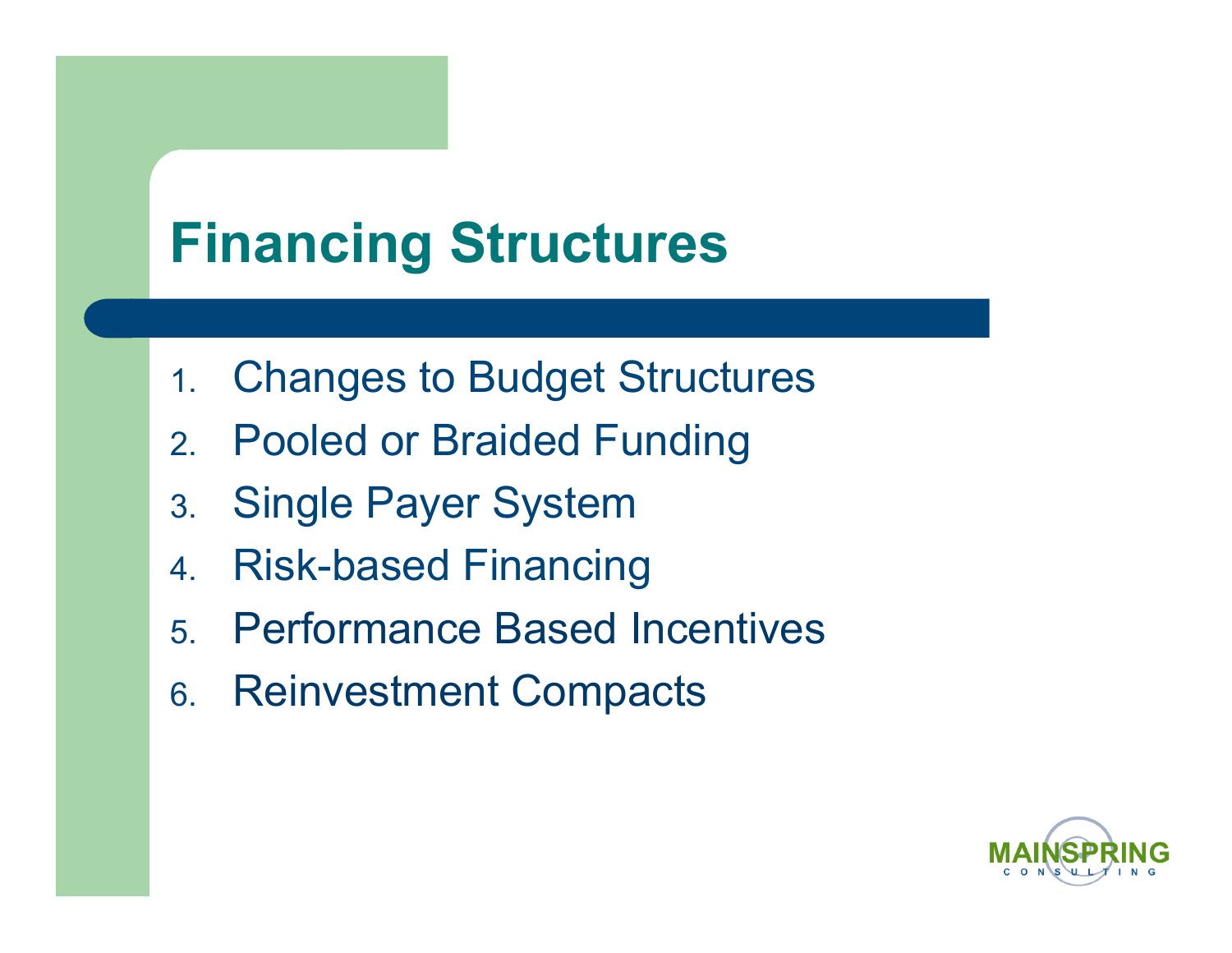# Financing Structures

1. Changes to Budget Structures
2. Pooled or Braided Funding
3. Single Payer System
4. Risk-based Financing
5. Performance Based Incentives
6. Reinvestment Compacts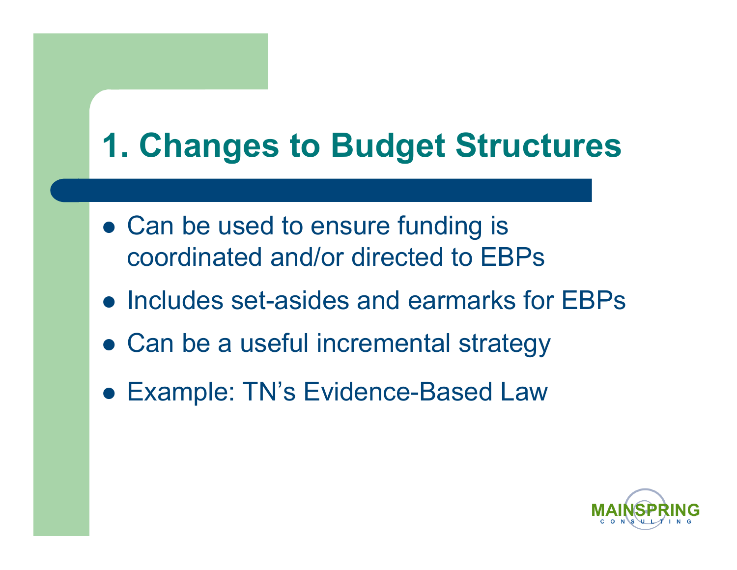# 1. Changes to Budget Structures

- Can be used to ensure funding is coordinated and/or directed to EBPs
- Includes set-asides and earmarks for EBPs
- Can be a useful incremental strategy
- Example: TN's Evidence-Based Law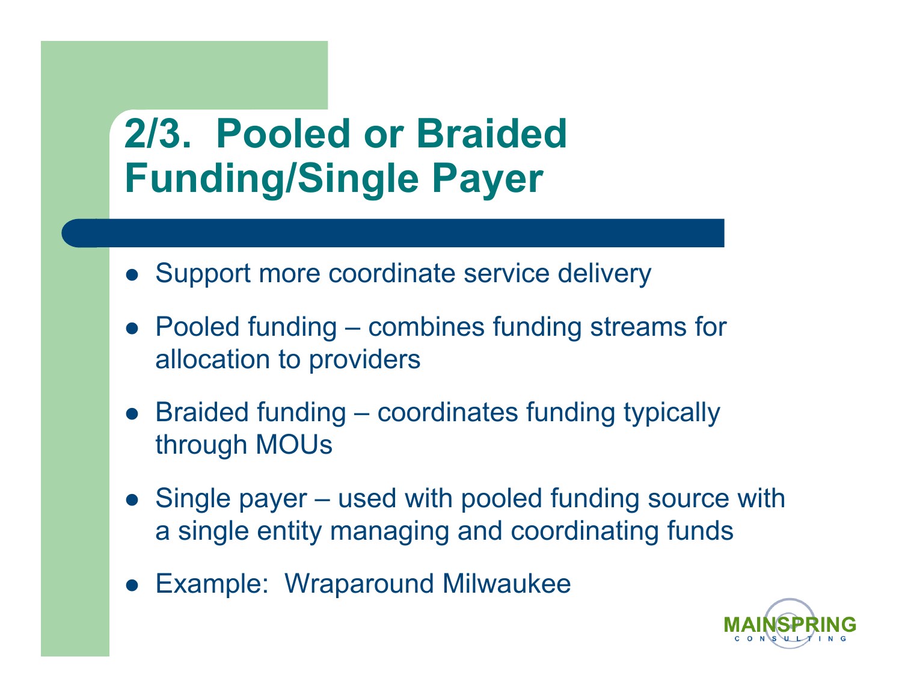# 2/3. Pooled or Braided Funding/Single Payer

- Support more coordinate service delivery
- Pooled funding – combines funding streams for allocation to providers
- Braided funding – coordinates funding typically through MOUs
- Single payer – used with pooled funding source with a single entity managing and coordinating funds
- Example: Wraparound Milwaukee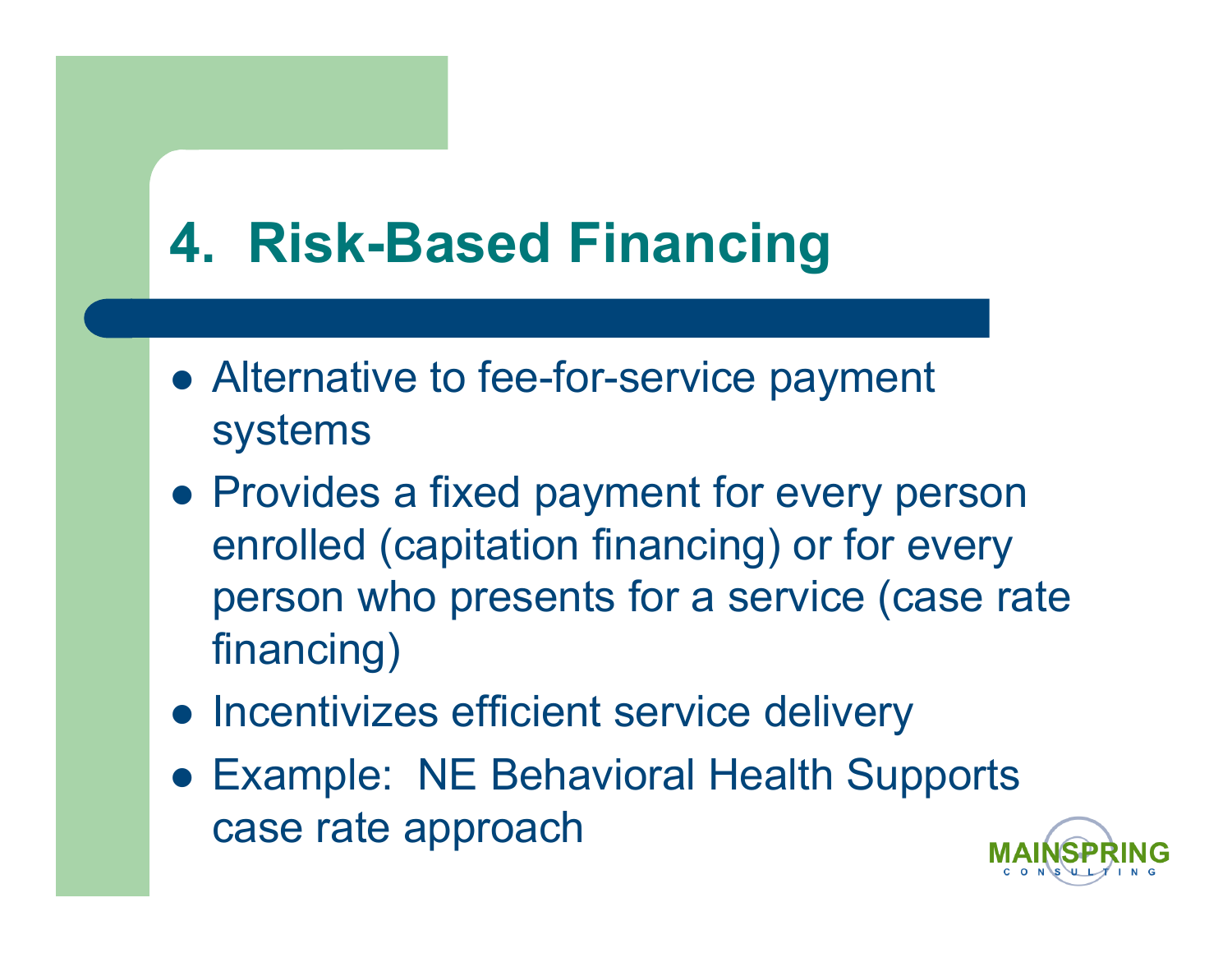# 4. Risk-Based Financing

- Alternative to fee-for-service payment systems
- Provides a fixed payment for every person enrolled (capitation financing) or for every person who presents for a service (case rate financing)
- Incentivizes efficient service delivery
- Example: NE Behavioral Health Supports case rate approach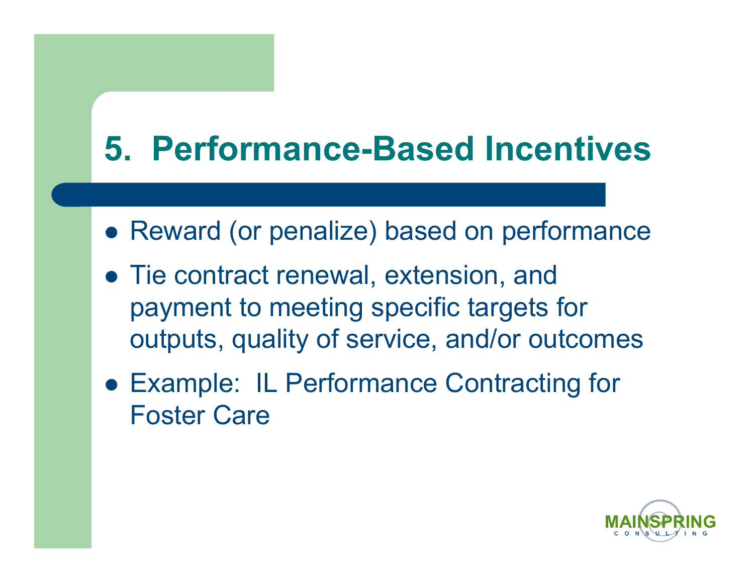# 5. Performance-Based Incentives

- Reward (or penalize) based on performance
- Tie contract renewal, extension, and payment to meeting specific targets for outputs, quality of service, and/or outcomes
- Example: IL Performance Contracting for Foster Care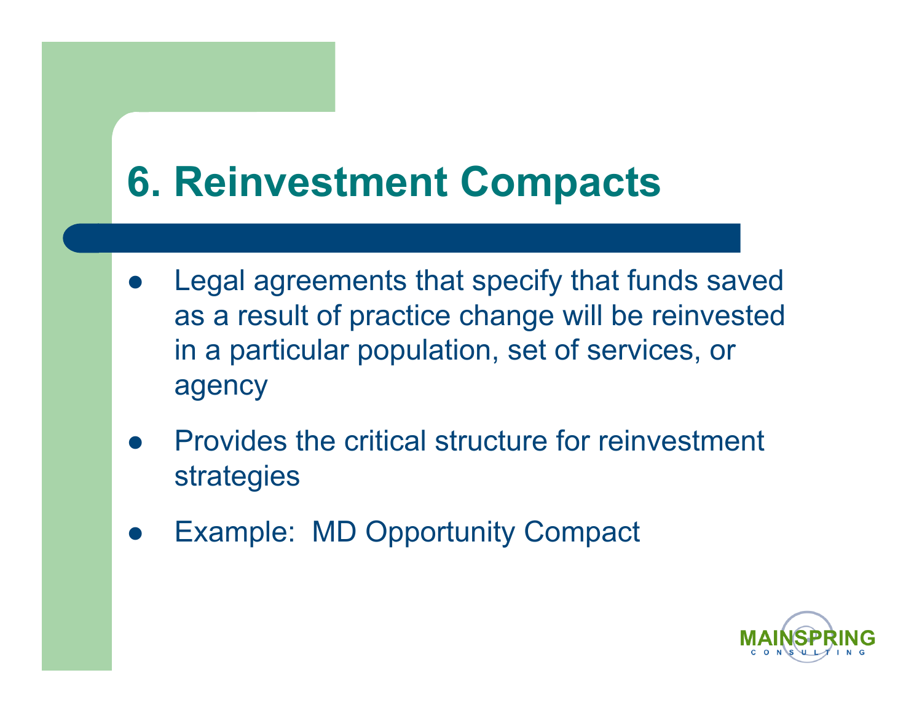# 6. Reinvestment Compacts

- Legal agreements that specify that funds saved as a result of practice change will be reinvested in a particular population, set of services, or agency
- Provides the critical structure for reinvestment strategies
- Example: MD Opportunity Compact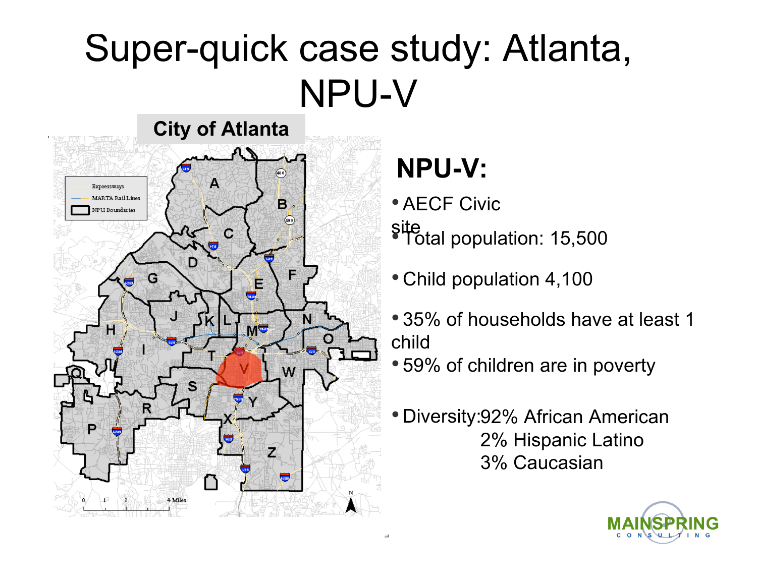# Super-quick case study: Atlanta, NPU-V

**City of Atlanta**

## NPU-V:

- AECF Civic site
- Total population: 15,500
- Child population 4,100
- 35% of households have at least 1 child
- 59% of children are in poverty
- Diversity: 92% African American
  2% Hispanic Latino
  3% Caucasian

MAINSPRING CONSULTING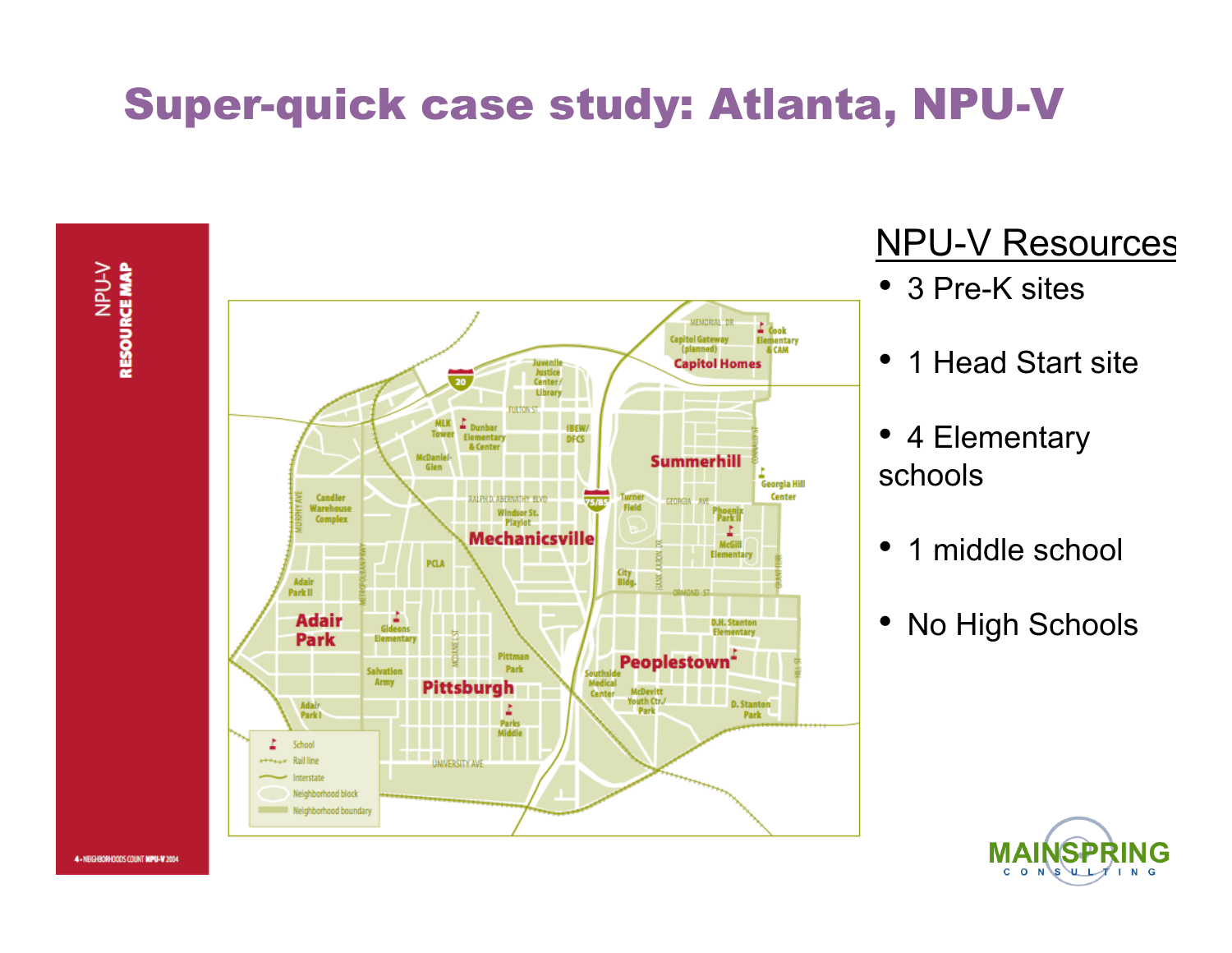# Super-quick case study: Atlanta, NPU-V

NPU-V RESOURCE MAP

NPU-V Resources

- 3 Pre-K sites
- 1 Head Start site
- 4 Elementary schools
- 1 middle school
- No High Schools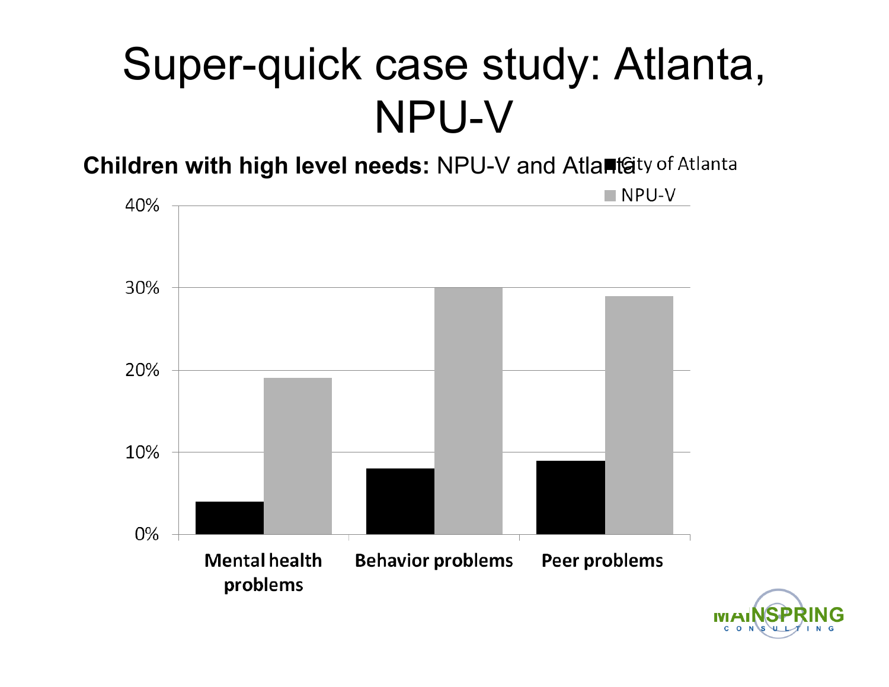# Super-quick case study: Atlanta, NPU-V

**Children with high level needs:** NPU-V and Atlanta

| | City of Atlanta | NPU-V |
|---|---|---|
| Mental health problems | 4% | 19% |
| Behavior problems | 8% | 30% |
| Peer problems | 9% | 29% |

MAINSPRING CONSULTING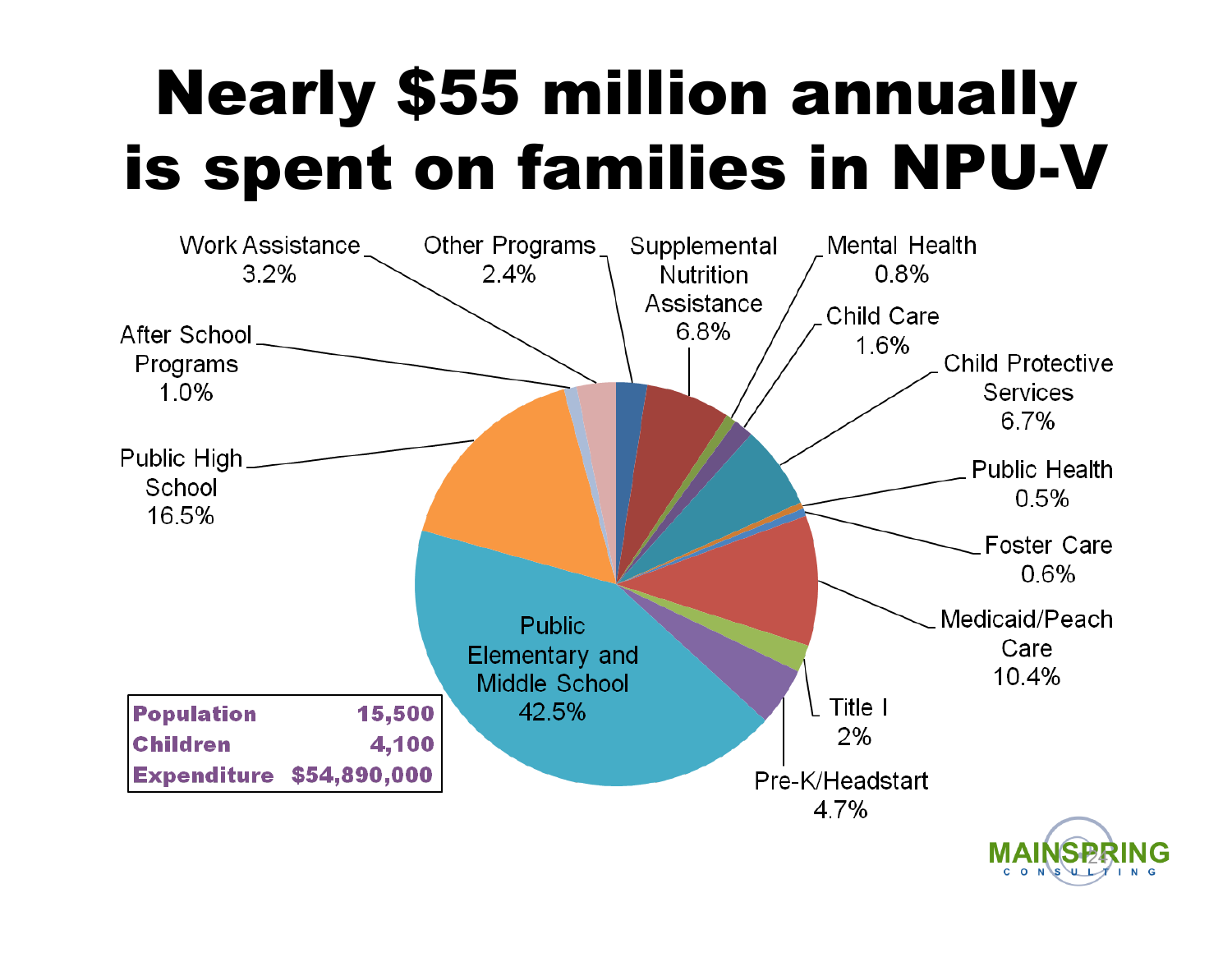# Nearly $55 million annually is spent on families in NPU-V

| Category | Percentage |
|---|---|
| Public Elementary and Middle School | 42.5% |
| Public High School | 16.5% |
| Medicaid/Peach Care | 10.4% |
| Supplemental Nutrition Assistance | 6.8% |
| Child Protective Services | 6.7% |
| Pre-K/Headstart | 4.7% |
| Work Assistance | 3.2% |
| Other Programs | 2.4% |
| Title I | 2% |
| Child Care | 1.6% |
| After School Programs | 1.0% |
| Mental Health | 0.8% |
| Foster Care | 0.6% |
| Public Health | 0.5% |

| | |
|---|---|
| **Population** | **15,500** |
| **Children** | **4,100** |
| **Expenditure** | **$54,890,000** |

MAINSPRING CONSULTING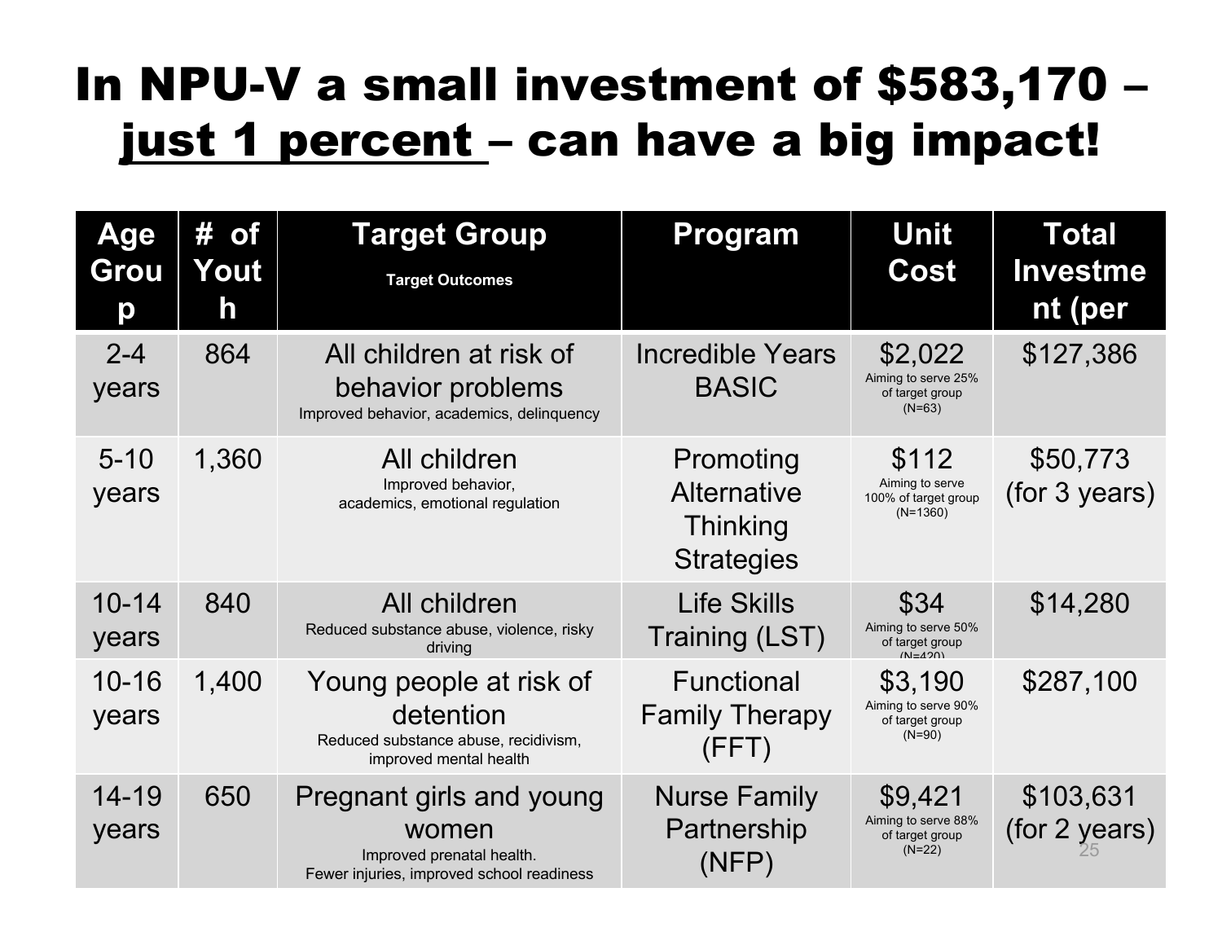# In NPU-V a small investment of $583,170 – just 1 percent – can have a big impact!

| Age Group | # of Youth | Target Group<br>Target Outcomes | Program | Unit Cost | Total Investment (per |
|---|---|---|---|---|---|
| 2-4 years | 864 | All children at risk of behavior problems<br>Improved behavior, academics, delinquency | Incredible Years BASIC | $2,022<br>Aiming to serve 25% of target group (N=63) | $127,386 |
| 5-10 years | 1,360 | All children<br>Improved behavior, academics, emotional regulation | Promoting Alternative Thinking Strategies | $112<br>Aiming to serve 100% of target group (N=1360) | $50,773 (for 3 years) |
| 10-14 years | 840 | All children<br>Reduced substance abuse, violence, risky driving | Life Skills Training (LST) | $34<br>Aiming to serve 50% of target group (N=420) | $14,280 |
| 10-16 years | 1,400 | Young people at risk of detention<br>Reduced substance abuse, recidivism, improved mental health | Functional Family Therapy (FFT) | $3,190<br>Aiming to serve 90% of target group (N=90) | $287,100 |
| 14-19 years | 650 | Pregnant girls and young women<br>Improved prenatal health. Fewer injuries, improved school readiness | Nurse Family Partnership (NFP) | $9,421<br>Aiming to serve 88% of target group (N=22) | $103,631 (for 2 years) |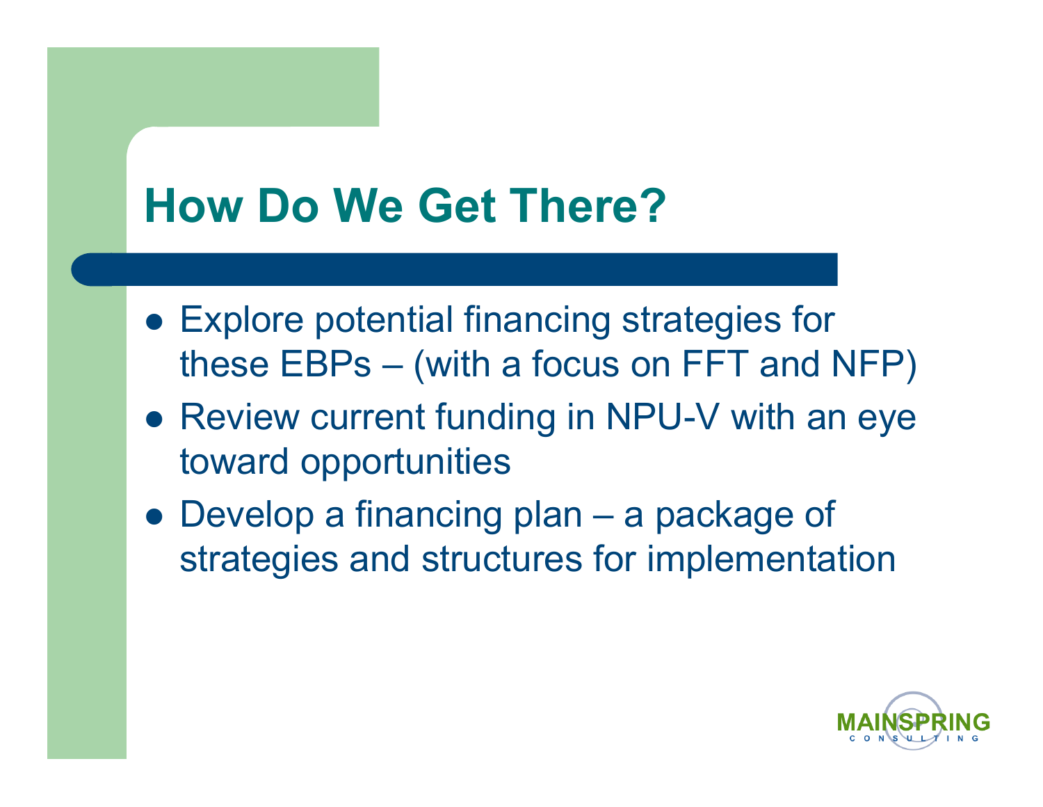# How Do We Get There?

- Explore potential financing strategies for these EBPs – (with a focus on FFT and NFP)
- Review current funding in NPU-V with an eye toward opportunities
- Develop a financing plan – a package of strategies and structures for implementation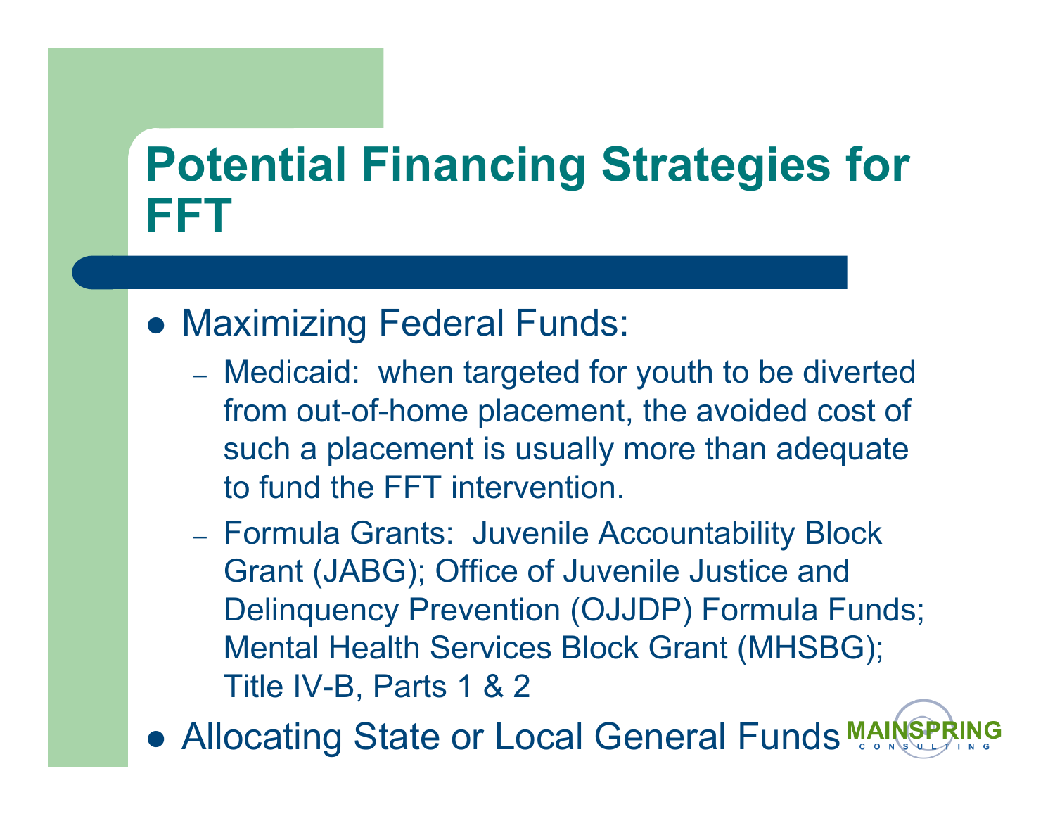# Potential Financing Strategies for FFT

- Maximizing Federal Funds:
  - Medicaid: when targeted for youth to be diverted from out-of-home placement, the avoided cost of such a placement is usually more than adequate to fund the FFT intervention.
  - Formula Grants: Juvenile Accountability Block Grant (JABG); Office of Juvenile Justice and Delinquency Prevention (OJJDP) Formula Funds; Mental Health Services Block Grant (MHSBG); Title IV-B, Parts 1 & 2
- Allocating State or Local General Funds

MAINSPRING CONSULTING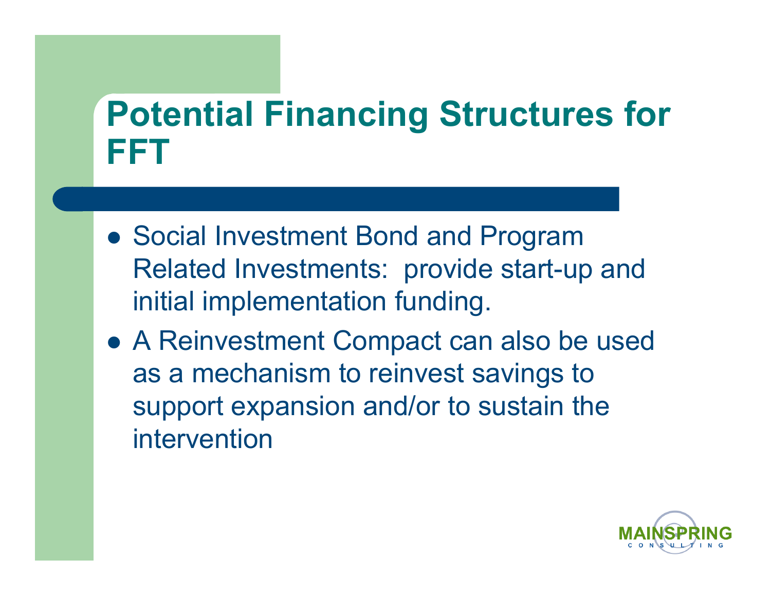# Potential Financing Structures for FFT

- Social Investment Bond and Program Related Investments:  provide start-up and initial implementation funding.
- A Reinvestment Compact can also be used as a mechanism to reinvest savings to support expansion and/or to sustain the intervention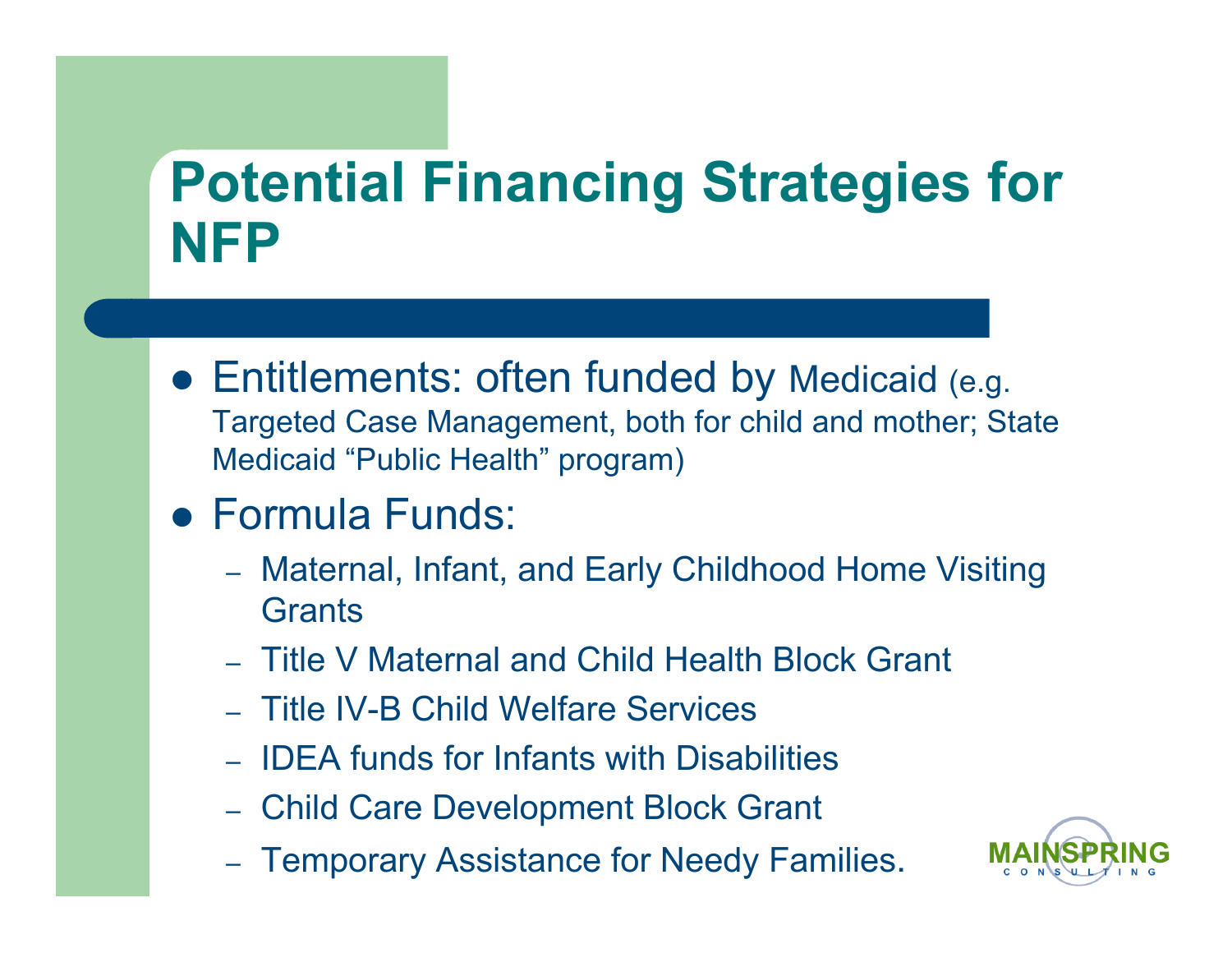# Potential Financing Strategies for NFP

- Entitlements: often funded by Medicaid (e.g. Targeted Case Management, both for child and mother; State Medicaid "Public Health" program)
- Formula Funds:
  - Maternal, Infant, and Early Childhood Home Visiting Grants
  - Title V Maternal and Child Health Block Grant
  - Title IV-B Child Welfare Services
  - IDEA funds for Infants with Disabilities
  - Child Care Development Block Grant
  - Temporary Assistance for Needy Families.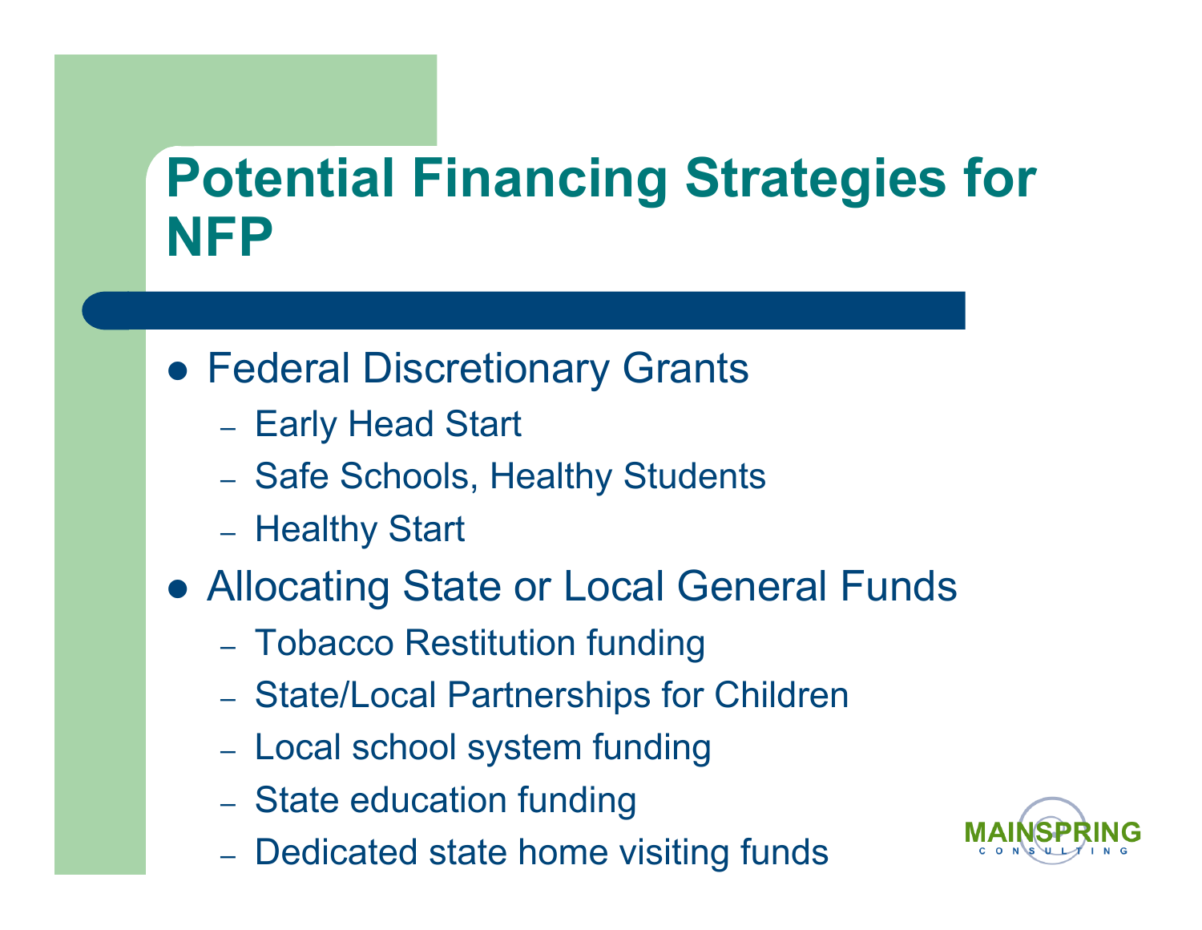# Potential Financing Strategies for NFP

- Federal Discretionary Grants
  - Early Head Start
  - Safe Schools, Healthy Students
  - Healthy Start
- Allocating State or Local General Funds
  - Tobacco Restitution funding
  - State/Local Partnerships for Children
  - Local school system funding
  - State education funding
  - Dedicated state home visiting funds

MAINSPRING CONSULTING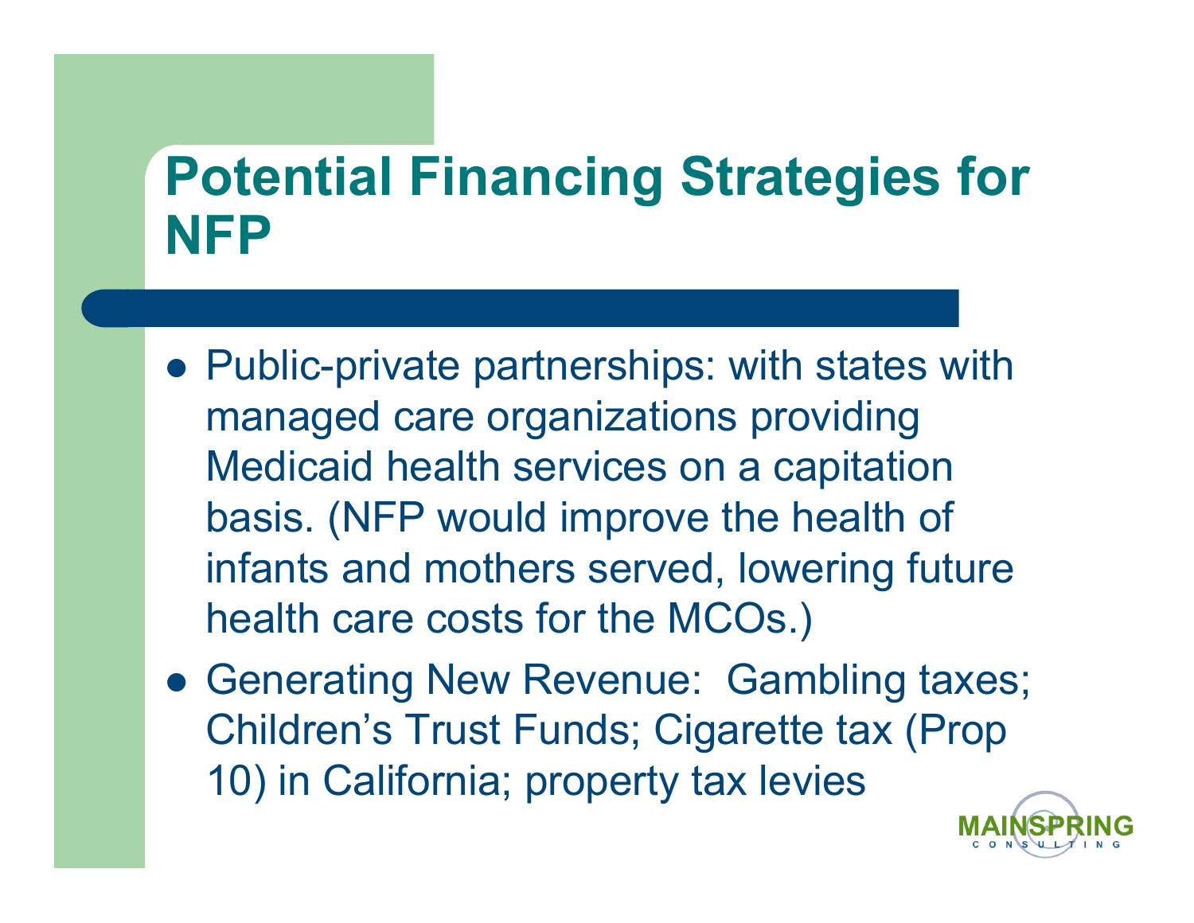# Potential Financing Strategies for NFP

- Public-private partnerships: with states with managed care organizations providing Medicaid health services on a capitation basis. (NFP would improve the health of infants and mothers served, lowering future health care costs for the MCOs.)
- Generating New Revenue: Gambling taxes; Children's Trust Funds; Cigarette tax (Prop 10) in California; property tax levies

MAINSPRING CONSULTING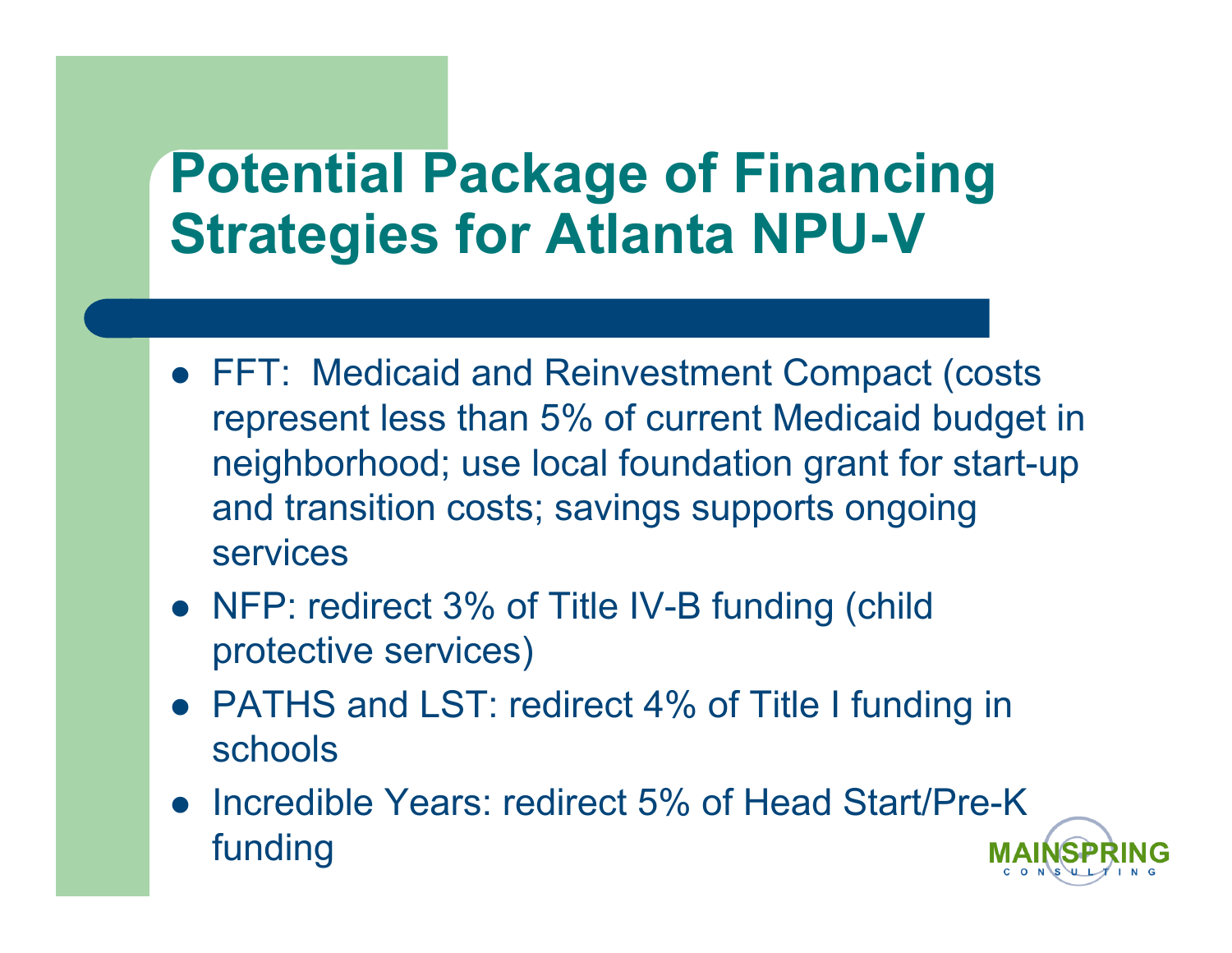# Potential Package of Financing Strategies for Atlanta NPU-V

- FFT: Medicaid and Reinvestment Compact (costs represent less than 5% of current Medicaid budget in neighborhood; use local foundation grant for start-up and transition costs; savings supports ongoing services
- NFP: redirect 3% of Title IV-B funding (child protective services)
- PATHS and LST: redirect 4% of Title I funding in schools
- Incredible Years: redirect 5% of Head Start/Pre-K funding

MAINSPRING CONSULTING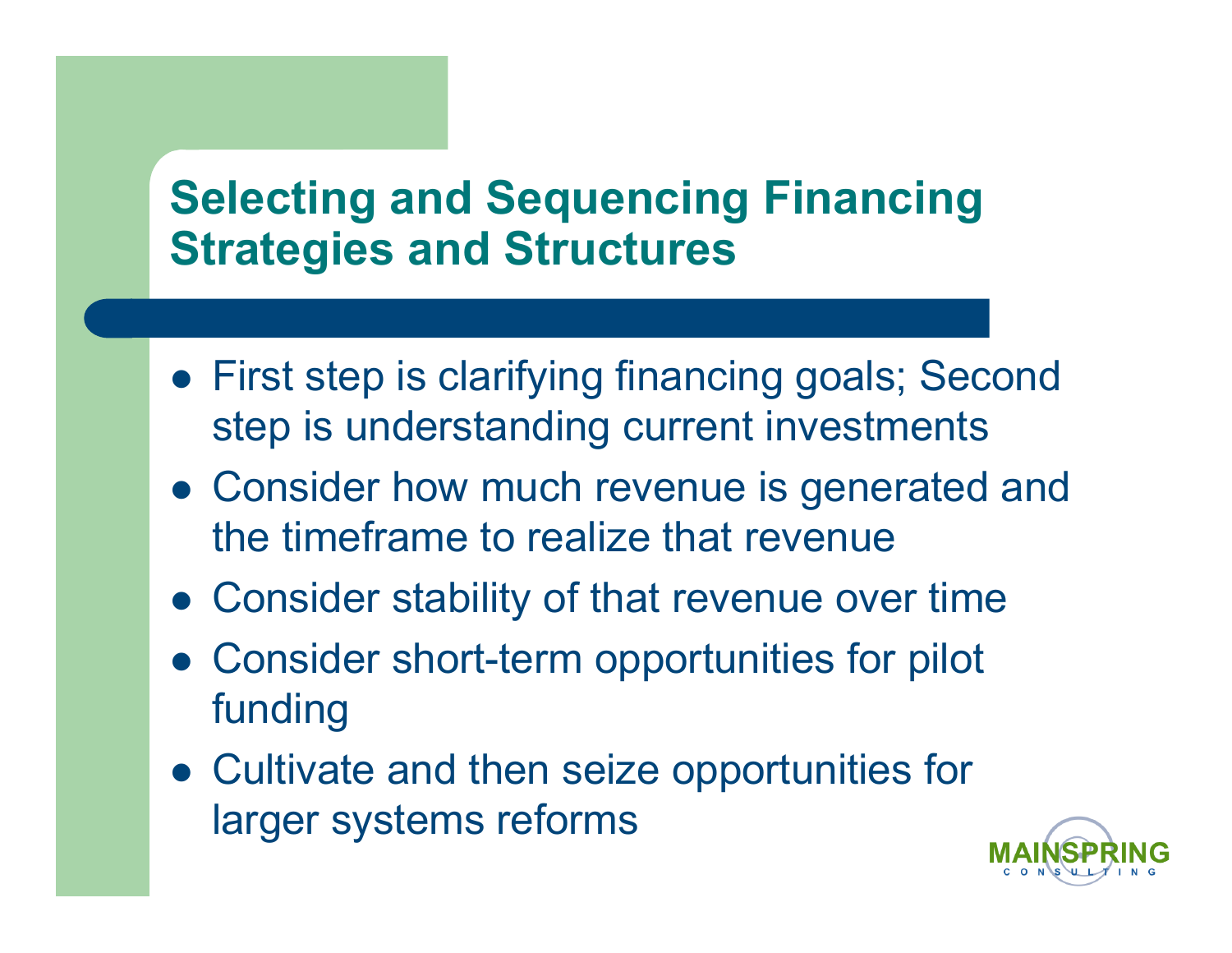# Selecting and Sequencing Financing Strategies and Structures

- First step is clarifying financing goals; Second step is understanding current investments
- Consider how much revenue is generated and the timeframe to realize that revenue
- Consider stability of that revenue over time
- Consider short-term opportunities for pilot funding
- Cultivate and then seize opportunities for larger systems reforms

MAINSPRING CONSULTING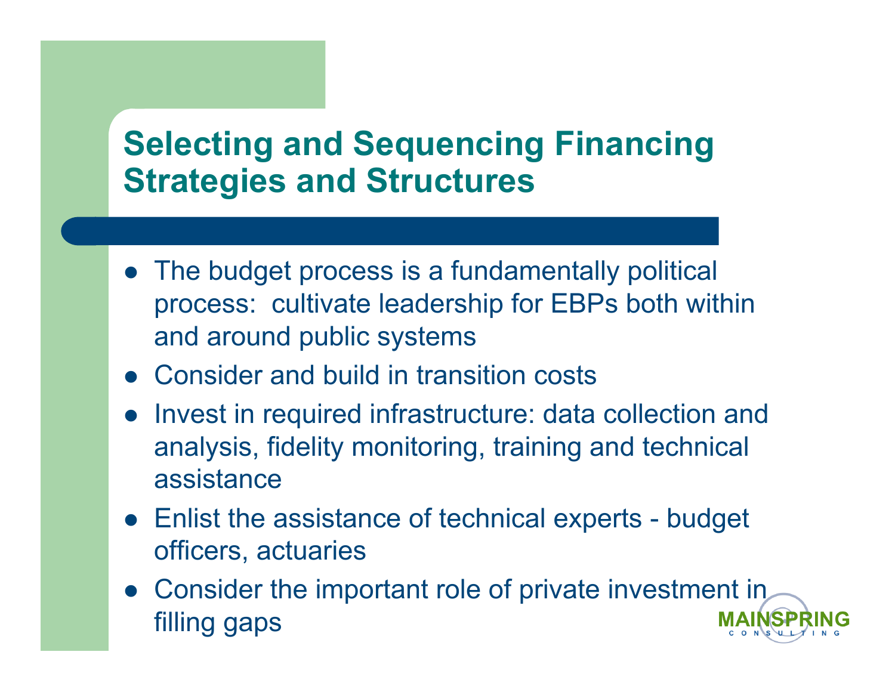# Selecting and Sequencing Financing Strategies and Structures

- The budget process is a fundamentally political process: cultivate leadership for EBPs both within and around public systems
- Consider and build in transition costs
- Invest in required infrastructure: data collection and analysis, fidelity monitoring, training and technical assistance
- Enlist the assistance of technical experts - budget officers, actuaries
- Consider the important role of private investment in filling gaps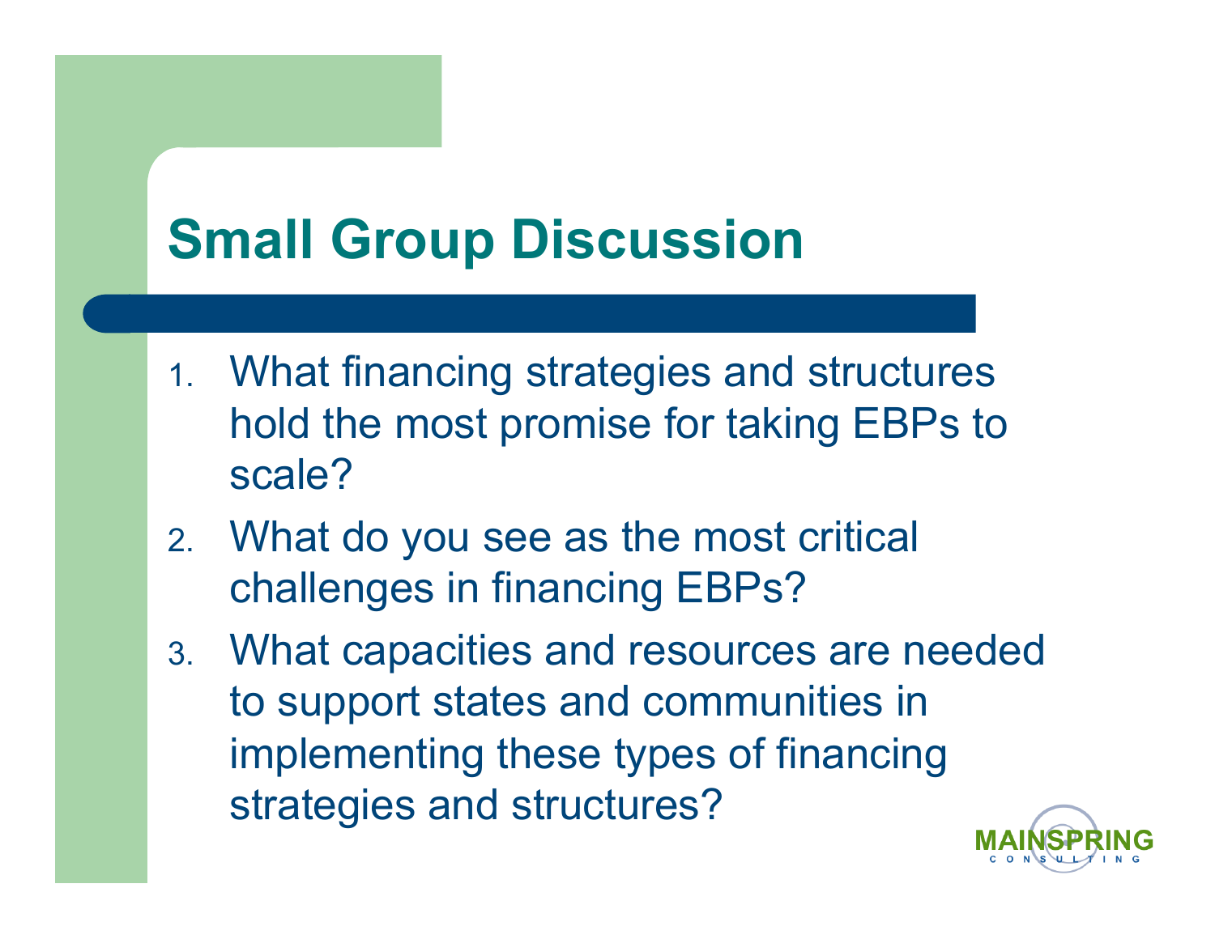# Small Group Discussion

1. What financing strategies and structures hold the most promise for taking EBPs to scale?
2. What do you see as the most critical challenges in financing EBPs?
3. What capacities and resources are needed to support states and communities in implementing these types of financing strategies and structures?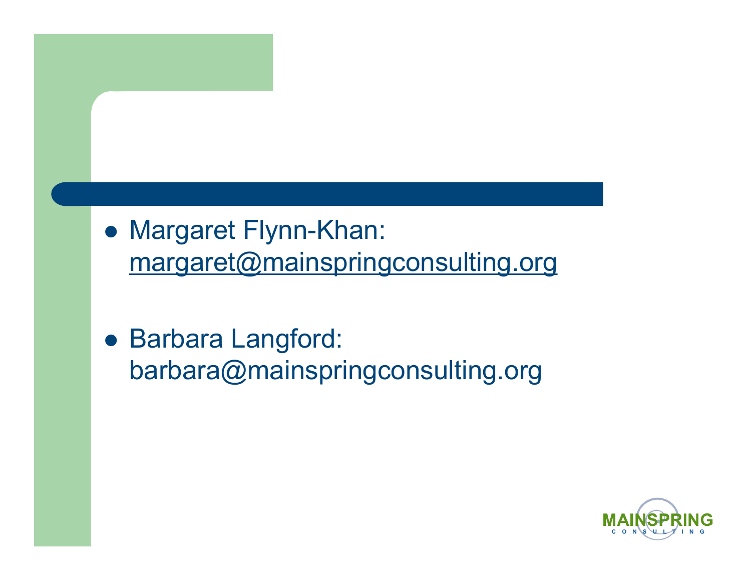- Margaret Flynn-Khan: margaret@mainspringconsulting.org

- Barbara Langford: barbara@mainspringconsulting.org

MAINSPRING CONSULTING